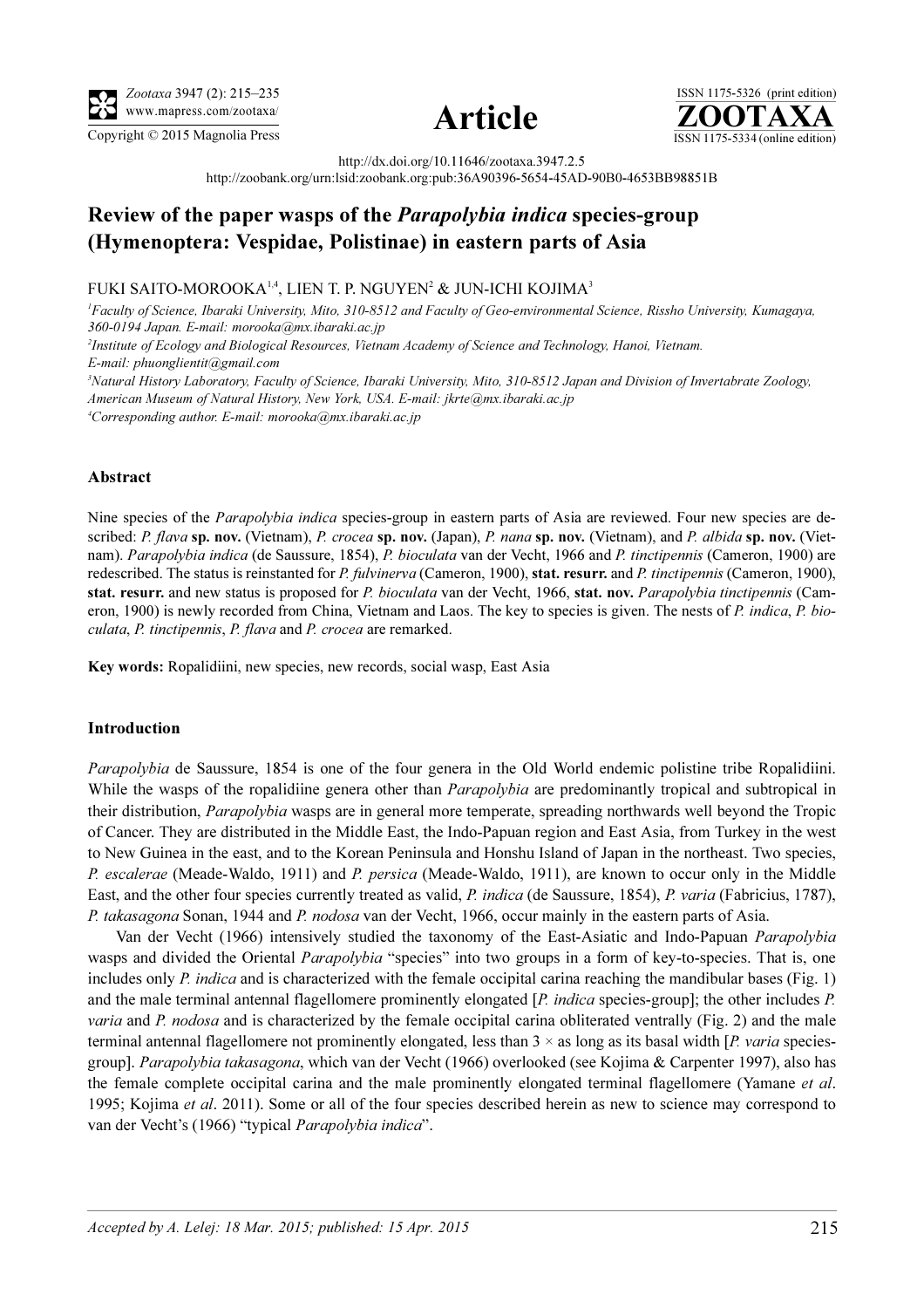# Review of the paper wasps of the *Parapolybia indica* species-group (Hymenoptera: Vespidae, Polistinae) in eastern parts of Asia

FUKI SAITO-MOROOKA[1,4], LIEN T. P. NGUYEN[2] & JUN-ICHI KOJIMA[3]

[1]*Faculty of Science, Ibaraki University, Mito, 310-8512 and Faculty of Geo-environmental Science, Rissho University, Kumagaya, 360-0194 Japan. E-mail: morooka@mx.ibaraki.ac.jp*

[2]*Institute of Ecology and Biological Resources, Vietnam Academy of Science and Technology, Hanoi, Vietnam. E-mail: phuonglientit@gmail.com*

[3]*Natural History Laboratory, Faculty of Science, Ibaraki University, Mito, 310-8512 Japan and Division of Invertabrate Zoology, American Museum of Natural History, New York, USA. E-mail: jkrte@mx.ibaraki.ac.jp*

[4]*Corresponding author. E-mail: morooka@mx.ibaraki.ac.jp*

http://dx.doi.org/10.11646/zootaxa.3947.2.5

http://zoobank.org/urn:lsid:zoobank.org:pub:36A90396-5654-45AD-90B0-4653BB98851B

## Abstract

Nine species of the *Parapolybia indica* species-group in eastern parts of Asia are reviewed. Four new species are described: *P. flava* **sp. nov.** (Vietnam), *P. crocea* **sp. nov.** (Japan), *P. nana* **sp. nov.** (Vietnam), and *P. albida* **sp. nov.** (Vietnam). *Parapolybia indica* (de Saussure, 1854), *P. bioculata* van der Vecht, 1966 and *P. tinctipennis* (Cameron, 1900) are redescribed. The status is reinstanted for *P. fulvinerva* (Cameron, 1900), **stat. resurr.** and *P. tinctipennis* (Cameron, 1900), **stat. resurr.** and new status is proposed for *P. bioculata* van der Vecht, 1966, **stat. nov.** *Parapolybia tinctipennis* (Cameron, 1900) is newly recorded from China, Vietnam and Laos. The key to species is given. The nests of *P. indica*, *P. bioculata*, *P. tinctipennis*, *P. flava* and *P. crocea* are remarked.

**Key words:** Ropalidiini, new species, new records, social wasp, East Asia

## Introduction

*Parapolybia* de Saussure, 1854 is one of the four genera in the Old World endemic polistine tribe Ropalidiini. While the wasps of the ropalidiine genera other than *Parapolybia* are predominantly tropical and subtropical in their distribution, *Parapolybia* wasps are in general more temperate, spreading northwards well beyond the Tropic of Cancer. They are distributed in the Middle East, the Indo-Papuan region and East Asia, from Turkey in the west to New Guinea in the east, and to the Korean Peninsula and Honshu Island of Japan in the northeast. Two species, *P. escalerae* (Meade-Waldo, 1911) and *P. persica* (Meade-Waldo, 1911), are known to occur only in the Middle East, and the other four species currently treated as valid, *P. indica* (de Saussure, 1854), *P. varia* (Fabricius, 1787), *P. takasagona* Sonan, 1944 and *P. nodosa* van der Vecht, 1966, occur mainly in the eastern parts of Asia.

Van der Vecht (1966) intensively studied the taxonomy of the East-Asiatic and Indo-Papuan *Parapolybia* wasps and divided the Oriental *Parapolybia* "species" into two groups in a form of key-to-species. That is, one includes only *P. indica* and is characterized with the female occipital carina reaching the mandibular bases (Fig. 1) and the male terminal antennal flagellomere prominently elongated [*P. indica* species-group]; the other includes *P. varia* and *P. nodosa* and is characterized by the female occipital carina obliterated ventrally (Fig. 2) and the male terminal antennal flagellomere not prominently elongated, less than 3 × as long as its basal width [*P. varia* species-group]. *Parapolybia takasagona*, which van der Vecht (1966) overlooked (see Kojima & Carpenter 1997), also has the female complete occipital carina and the male prominently elongated terminal flagellomere (Yamane *et al*. 1995; Kojima *et al*. 2011). Some or all of the four species described herein as new to science may correspond to van der Vecht's (1966) "typical *Parapolybia indica*".

*Accepted by A. Lelej: 18 Mar. 2015; published: 15 Apr. 2015*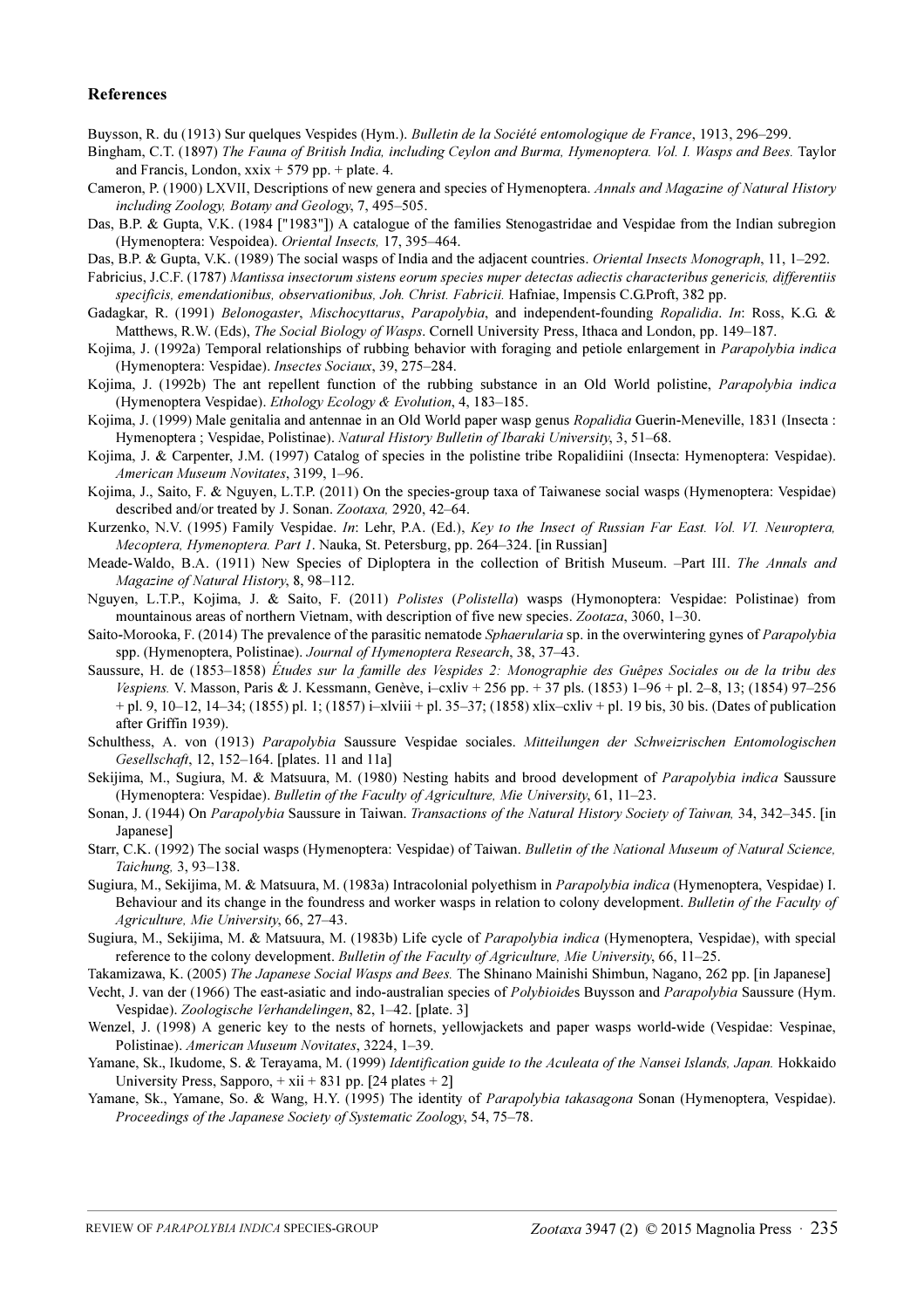### References

Buysson, R. du (1913) Sur quelques Vespides (Hym.). *Bulletin de la Société entomologique de France*, 1913, 296–299.

Bingham, C.T. (1897) *The Fauna of British India, including Ceylon and Burma, Hymenoptera. Vol. I. Wasps and Bees.* Taylor and Francis, London, xxix + 579 pp. + plate. 4.

Cameron, P. (1900) LXVII, Descriptions of new genera and species of Hymenoptera. *Annals and Magazine of Natural History including Zoology, Botany and Geology*, 7, 495–505.

Das, B.P. & Gupta, V.K. (1984 ["1983"]) A catalogue of the families Stenogastridae and Vespidae from the Indian subregion (Hymenoptera: Vespoidea). *Oriental Insects,* 17, 395–464.

Das, B.P. & Gupta, V.K. (1989) The social wasps of India and the adjacent countries. *Oriental Insects Monograph*, 11, 1–292.

Fabricius, J.C.F. (1787) *Mantissa insectorum sistens eorum species nuper detectas adiectis characteribus genericis, differentiis specificis, emendationibus, observationibus, Joh. Christ. Fabricii.* Hafniae, Impensis C.G.Proft, 382 pp.

Gadagkar, R. (1991) *Belonogaster*, *Mischocyttarus*, *Parapolybia*, and independent-founding *Ropalidia*. *In*: Ross, K.G. & Matthews, R.W. (Eds), *The Social Biology of Wasps*. Cornell University Press, Ithaca and London, pp. 149–187.

Kojima, J. (1992a) Temporal relationships of rubbing behavior with foraging and petiole enlargement in *Parapolybia indica* (Hymenoptera: Vespidae). *Insectes Sociaux*, 39, 275–284.

Kojima, J. (1992b) The ant repellent function of the rubbing substance in an Old World polistine, *Parapolybia indica* (Hymenoptera Vespidae). *Ethology Ecology & Evolution*, 4, 183–185.

Kojima, J. (1999) Male genitalia and antennae in an Old World paper wasp genus *Ropalidia* Guerin-Meneville, 1831 (Insecta : Hymenoptera ; Vespidae, Polistinae). *Natural History Bulletin of Ibaraki University*, 3, 51–68.

Kojima, J. & Carpenter, J.M. (1997) Catalog of species in the polistine tribe Ropalidiini (Insecta: Hymenoptera: Vespidae). *American Museum Novitates*, 3199, 1–96.

Kojima, J., Saito, F. & Nguyen, L.T.P. (2011) On the species-group taxa of Taiwanese social wasps (Hymenoptera: Vespidae) described and/or treated by J. Sonan. *Zootaxa,* 2920, 42–64.

Kurzenko, N.V. (1995) Family Vespidae. *In*: Lehr, P.A. (Ed.), *Key to the Insect of Russian Far East. Vol. VI. Neuroptera, Mecoptera, Hymenoptera. Part 1*. Nauka, St. Petersburg, pp. 264–324. [in Russian]

Meade-Waldo, B.A. (1911) New Species of Diploptera in the collection of British Museum. –Part III. *The Annals and Magazine of Natural History*, 8, 98–112.

Nguyen, L.T.P., Kojima, J. & Saito, F. (2011) *Polistes* (*Polistella*) wasps (Hymonoptera: Vespidae: Polistinae) from mountainous areas of northern Vietnam, with description of five new species. *Zootaza*, 3060, 1–30.

Saito-Morooka, F. (2014) The prevalence of the parasitic nematode *Sphaerularia* sp. in the overwintering gynes of *Parapolybia* spp. (Hymenoptera, Polistinae). *Journal of Hymenoptera Research*, 38, 37–43.

Saussure, H. de (1853–1858) *Études sur la famille des Vespides 2: Monographie des Guêpes Sociales ou de la tribu des Vespiens.* V. Masson, Paris & J. Kessmann, Genève, i–cxliv + 256 pp. + 37 pls. (1853) 1–96 + pl. 2–8, 13; (1854) 97–256 + pl. 9, 10–12, 14–34; (1855) pl. 1; (1857) i–xlviii + pl. 35–37; (1858) xlix–cxliv + pl. 19 bis, 30 bis. (Dates of publication after Griffin 1939).

Schulthess, A. von (1913) *Parapolybia* Saussure Vespidae sociales. *Mitteilungen der Schweizrischen Entomologischen Gesellschaft*, 12, 152–164. [plates. 11 and 11a]

Sekijima, M., Sugiura, M. & Matsuura, M. (1980) Nesting habits and brood development of *Parapolybia indica* Saussure (Hymenoptera: Vespidae). *Bulletin of the Faculty of Agriculture, Mie University*, 61, 11–23.

Sonan, J. (1944) On *Parapolybia* Saussure in Taiwan. *Transactions of the Natural History Society of Taiwan,* 34, 342–345. [in Japanese]

Starr, C.K. (1992) The social wasps (Hymenoptera: Vespidae) of Taiwan. *Bulletin of the National Museum of Natural Science, Taichung,* 3, 93–138.

Sugiura, M., Sekijima, M. & Matsuura, M. (1983a) Intracolonial polyethism in *Parapolybia indica* (Hymenoptera, Vespidae) I. Behaviour and its change in the foundress and worker wasps in relation to colony development. *Bulletin of the Faculty of Agriculture, Mie University*, 66, 27–43.

Sugiura, M., Sekijima, M. & Matsuura, M. (1983b) Life cycle of *Parapolybia indica* (Hymenoptera, Vespidae), with special reference to the colony development. *Bulletin of the Faculty of Agriculture, Mie University*, 66, 11–25.

Takamizawa, K. (2005) *The Japanese Social Wasps and Bees.* The Shinano Mainishi Shimbun, Nagano, 262 pp. [in Japanese]

Vecht, J. van der (1966) The east-asiatic and indo-australian species of *Polybioide*s Buysson and *Parapolybia* Saussure (Hym. Vespidae). *Zoologische Verhandelingen*, 82, 1–42. [plate. 3]

Wenzel, J. (1998) A generic key to the nests of hornets, yellowjackets and paper wasps world-wide (Vespidae: Vespinae, Polistinae). *American Museum Novitates*, 3224, 1–39.

Yamane, Sk., Ikudome, S. & Terayama, M. (1999) *Identification guide to the Aculeata of the Nansei Islands, Japan.* Hokkaido University Press, Sapporo, + xii + 831 pp. [24 plates + 2]

Yamane, Sk., Yamane, So. & Wang, H.Y. (1995) The identity of *Parapolybia takasagona* Sonan (Hymenoptera, Vespidae). *Proceedings of the Japanese Society of Systematic Zoology*, 54, 75–78.